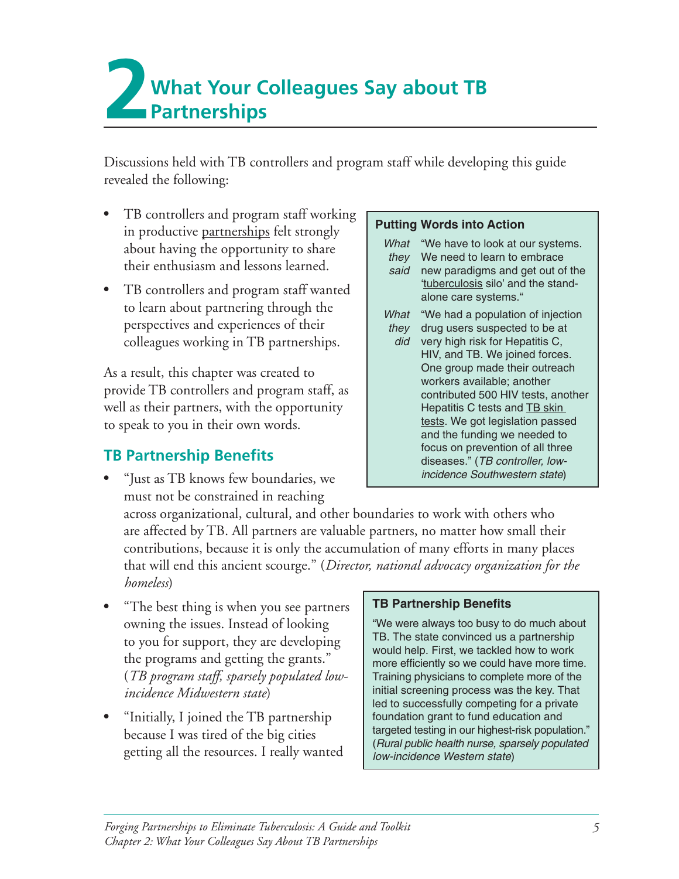# 2 What Your Colleagues Say about TB Partnerships

Discussions held with TB controllers and program staff while developing this guide revealed the following:

- TB controllers and program staff working in productive partnerships felt strongly about having the opportunity to share their enthusiasm and lessons learned.
- TB controllers and program staff wanted to learn about partnering through the perspectives and experiences of their colleagues working in TB partnerships.

As a result, this chapter was created to provide TB controllers and program staff, as well as their partners, with the opportunity to speak to you in their own words.

> **Putting Words into Action**
>
> *What they said* "We have to look at our systems. We need to learn to embrace new paradigms and get out of the 'tuberculosis silo' and the stand-alone care systems."
>
> *What they did* "We had a population of injection drug users suspected to be at very high risk for Hepatitis C, HIV, and TB. We joined forces. One group made their outreach workers available; another contributed 500 HIV tests, another Hepatitis C tests and TB skin tests. We got legislation passed and the funding we needed to focus on prevention of all three diseases." (*TB controller, low-incidence Southwestern state*)

## TB Partnership Benefits

- "Just as TB knows few boundaries, we must not be constrained in reaching across organizational, cultural, and other boundaries to work with others who are affected by TB. All partners are valuable partners, no matter how small their contributions, because it is only the accumulation of many efforts in many places that will end this ancient scourge." (*Director, national advocacy organization for the homeless*)
- "The best thing is when you see partners owning the issues. Instead of looking to you for support, they are developing the programs and getting the grants." (*TB program staff, sparsely populated low-incidence Midwestern state*)
- "Initially, I joined the TB partnership because I was tired of the big cities getting all the resources. I really wanted

> **TB Partnership Benefits**
>
> "We were always too busy to do much about TB. The state convinced us a partnership would help. First, we tackled how to work more efficiently so we could have more time. Training physicians to complete more of the initial screening process was the key. That led to successfully competing for a private foundation grant to fund education and targeted testing in our highest-risk population." (*Rural public health nurse, sparsely populated low-incidence Western state*)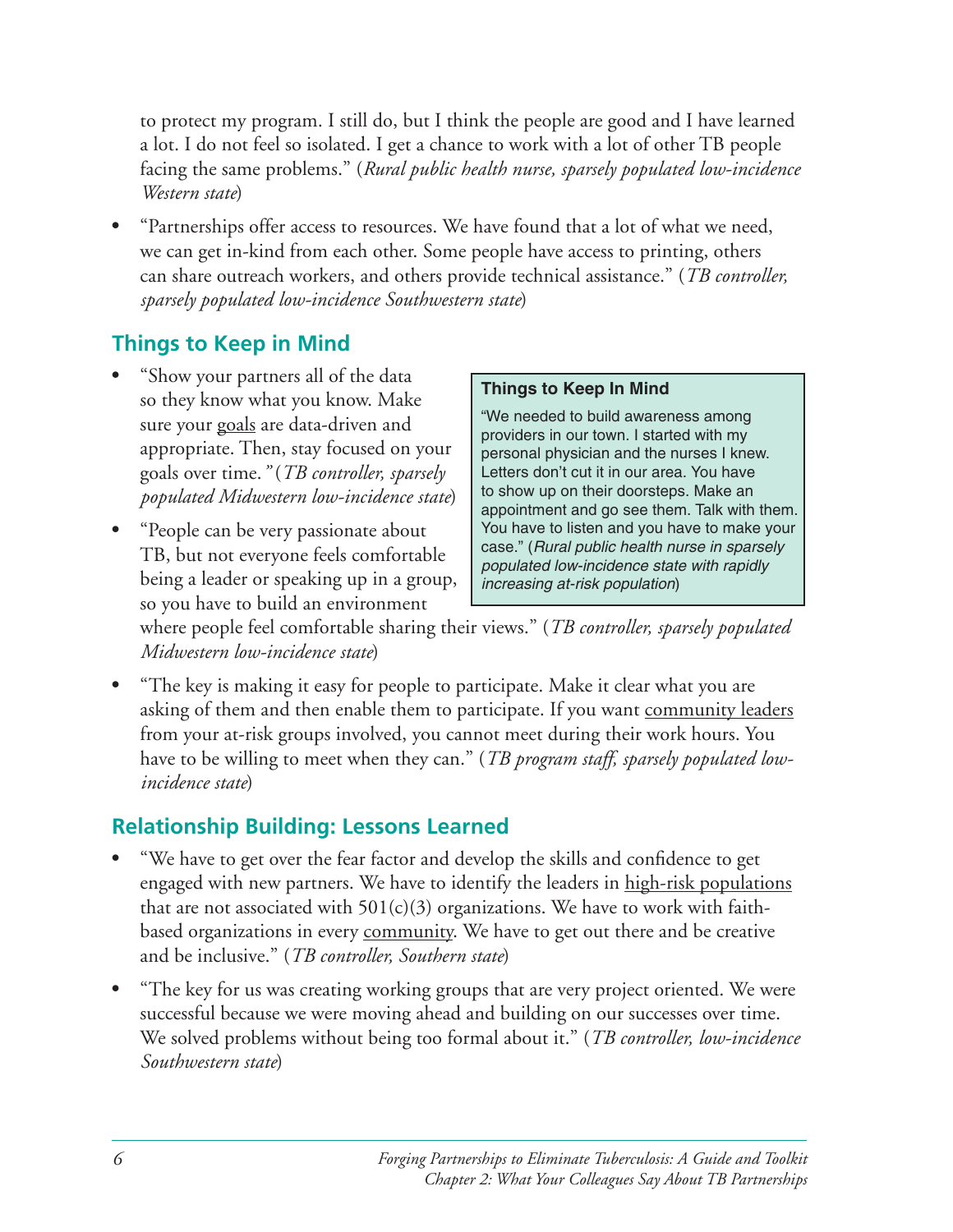to protect my program. I still do, but I think the people are good and I have learned a lot. I do not feel so isolated. I get a chance to work with a lot of other TB people facing the same problems." (*Rural public health nurse, sparsely populated low-incidence Western state*)

- "Partnerships offer access to resources. We have found that a lot of what we need, we can get in-kind from each other. Some people have access to printing, others can share outreach workers, and others provide technical assistance." (*TB controller, sparsely populated low-incidence Southwestern state*)

## Things to Keep in Mind

- "Show your partners all of the data so they know what you know. Make sure your goals are data-driven and appropriate. Then, stay focused on your goals over time." (*TB controller, sparsely populated Midwestern low-incidence state*)
- "People can be very passionate about TB, but not everyone feels comfortable being a leader or speaking up in a group, so you have to build an environment where people feel comfortable sharing their views." (*TB controller, sparsely populated Midwestern low-incidence state*)
- "The key is making it easy for people to participate. Make it clear what you are asking of them and then enable them to participate. If you want community leaders from your at-risk groups involved, you cannot meet during their work hours. You have to be willing to meet when they can." (*TB program staff, sparsely populated low-incidence state*)

> **Things to Keep In Mind**
>
> "We needed to build awareness among providers in our town. I started with my personal physician and the nurses I knew. Letters don't cut it in our area. You have to show up on their doorsteps. Make an appointment and go see them. Talk with them. You have to listen and you have to make your case." (*Rural public health nurse in sparsely populated low-incidence state with rapidly increasing at-risk population*)

## Relationship Building: Lessons Learned

- "We have to get over the fear factor and develop the skills and confidence to get engaged with new partners. We have to identify the leaders in high-risk populations that are not associated with 501(c)(3) organizations. We have to work with faith-based organizations in every community. We have to get out there and be creative and be inclusive." (*TB controller, Southern state*)
- "The key for us was creating working groups that are very project oriented. We were successful because we were moving ahead and building on our successes over time. We solved problems without being too formal about it." (*TB controller, low-incidence Southwestern state*)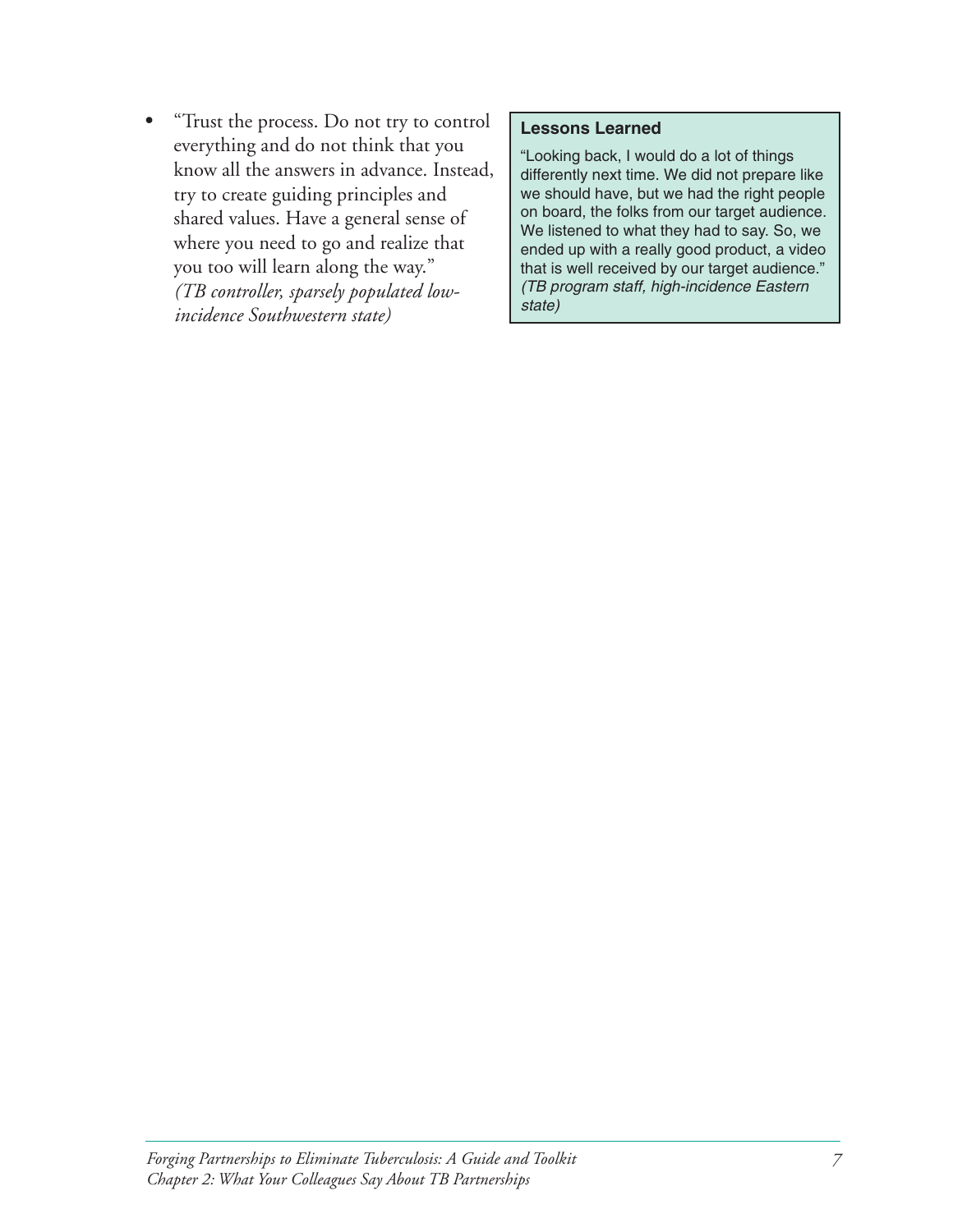- "Trust the process. Do not try to control everything and do not think that you know all the answers in advance. Instead, try to create guiding principles and shared values. Have a general sense of where you need to go and realize that you too will learn along the way." *(TB controller, sparsely populated low-incidence Southwestern state)*

**Lessons Learned**

"Looking back, I would do a lot of things differently next time. We did not prepare like we should have, but we had the right people on board, the folks from our target audience. We listened to what they had to say. So, we ended up with a really good product, a video that is well received by our target audience." *(TB program staff, high-incidence Eastern state)*